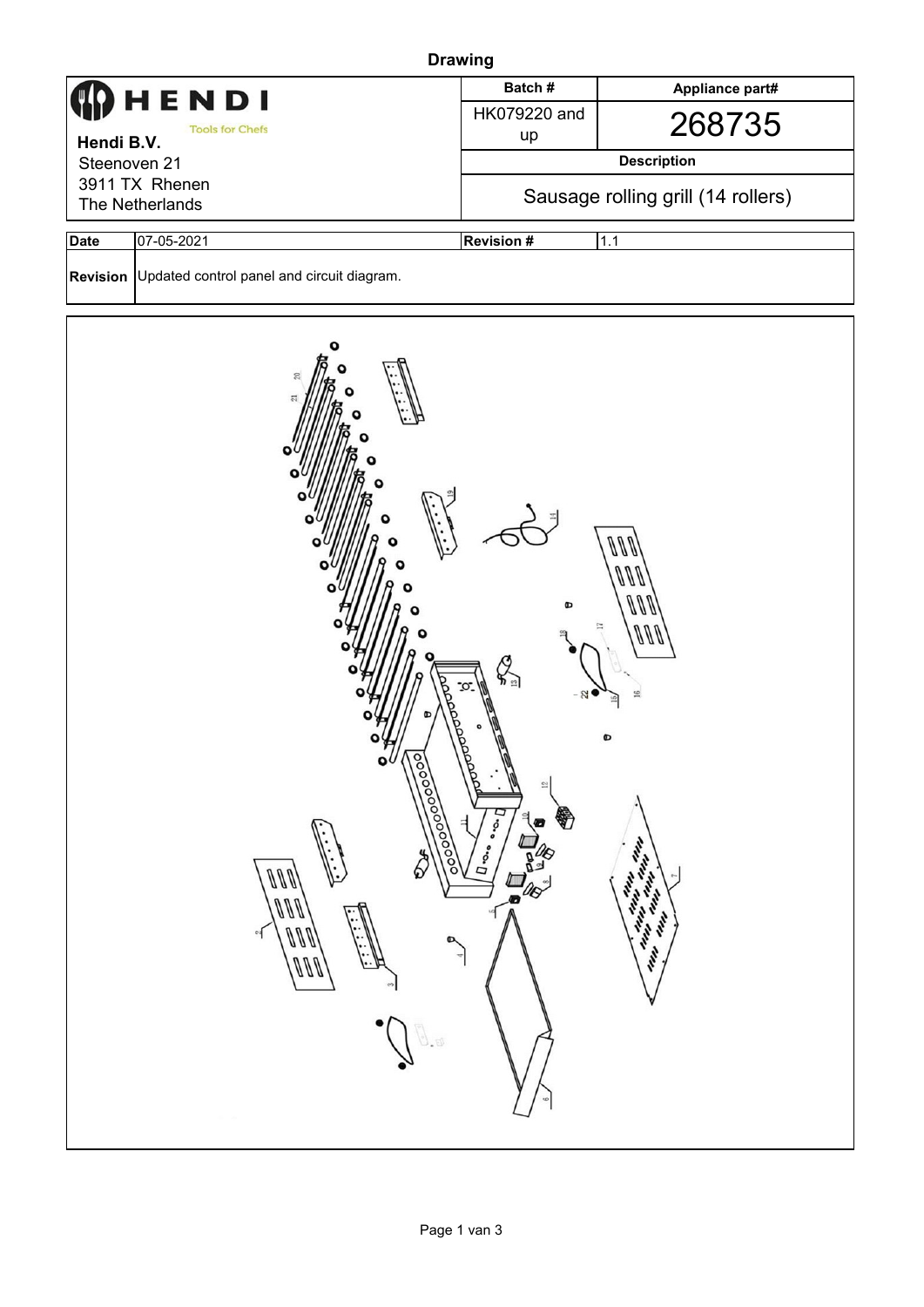# Drawing

| | | | |
|---|---|---|---|
| **HENDI** Tools for Chefs | | **Batch #** | **Appliance part#** |
| **Hendi B.V.** Steenoven 21 3911 TX Rhenen The Netherlands | | HK079220 and up | 268735 |
| | | **Description** | |
| | | Sausage rolling grill (14 rollers) | |
| **Date** | 07-05-2021 | **Revision #** | 1.1 |
| **Revision** | Updated control panel and circuit diagram. | | |

20
21
19
14
18
17
13
22
16
15
16
12
11
10
9
8
7
5
4
2
3
6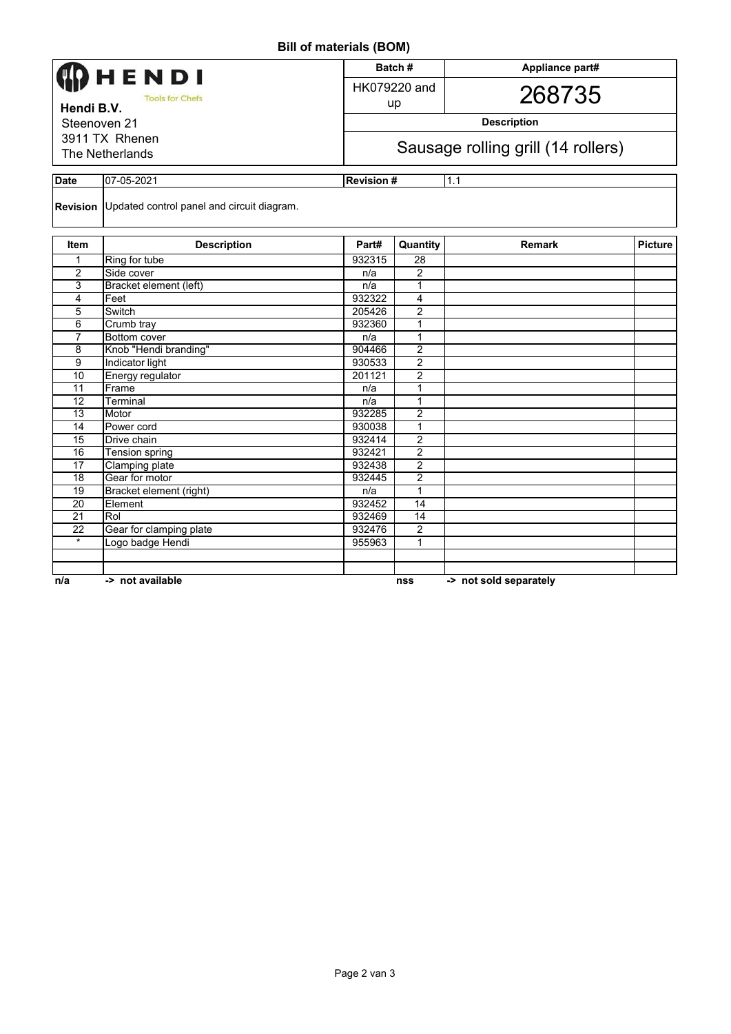# Bill of materials (BOM)

| | | | |
|---|---|---|---|
| **HENDI** Tools for Chefs<br>**Hendi B.V.**<br>Steenoven 21<br>3911 TX Rhenen<br>The Netherlands | **Batch #** | **Appliance part#** | |
| | HK079220 and up | 268735 | |
| | **Description** | | |
| | Sausage rolling grill (14 rollers) | | |

| | | | |
|---|---|---|---|
| **Date** | 07-05-2021 | **Revision #** | 1.1 |
| **Revision** | Updated control panel and circuit diagram. | | |

| Item | Description | Part# | Quantity | Remark | Picture |
|---|---|---|---|---|---|
| 1 | Ring for tube | 932315 | 28 | | |
| 2 | Side cover | n/a | 2 | | |
| 3 | Bracket element (left) | n/a | 1 | | |
| 4 | Feet | 932322 | 4 | | |
| 5 | Switch | 205426 | 2 | | |
| 6 | Crumb tray | 932360 | 1 | | |
| 7 | Bottom cover | n/a | 1 | | |
| 8 | Knob "Hendi branding" | 904466 | 2 | | |
| 9 | Indicator light | 930533 | 2 | | |
| 10 | Energy regulator | 201121 | 2 | | |
| 11 | Frame | n/a | 1 | | |
| 12 | Terminal | n/a | 1 | | |
| 13 | Motor | 932285 | 2 | | |
| 14 | Power cord | 930038 | 1 | | |
| 15 | Drive chain | 932414 | 2 | | |
| 16 | Tension spring | 932421 | 2 | | |
| 17 | Clamping plate | 932438 | 2 | | |
| 18 | Gear for motor | 932445 | 2 | | |
| 19 | Bracket element (right) | n/a | 1 | | |
| 20 | Element | 932452 | 14 | | |
| 21 | Rol | 932469 | 14 | | |
| 22 | Gear for clamping plate | 932476 | 2 | | |
| * | Logo badge Hendi | 955963 | 1 | | |
| | | | | | |
| | | | | | |

**n/a -> not available** **nss -> not sold separately**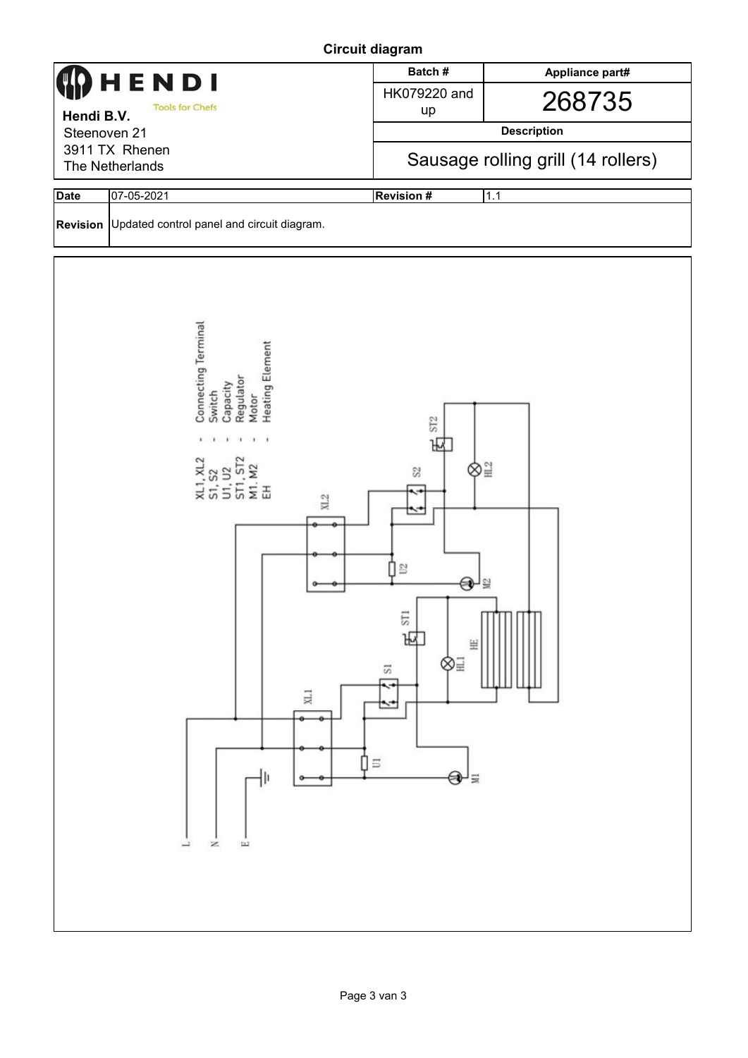# Circuit diagram

| | | |
|---|---|---|
| **HENDI** Tools for Chefs<br>**Hendi B.V.**<br>Steenoven 21<br>3911 TX Rhenen<br>The Netherlands | **Batch #** | **Appliance part#** |
| | HK079220 and up | 268735 |
| | **Description** | |
| | Sausage rolling grill (14 rollers) | |

| | | | |
|---|---|---|---|
| **Date** | 07-05-2021 | **Revision #** | 1.1 |
| **Revision** | Updated control panel and circuit diagram. | | |

XL1, XL2 - Connecting Terminal
S1, S2 - Switch
U1, U2 - Capacity
ST1, ST2 - Regulator
M1, M2 - Motor
EH - Heating Element

ST2
S2
HL2
XL2
U2
M2
ST1
S1
HL1
HE
XL1
U1
M1
L
N
E